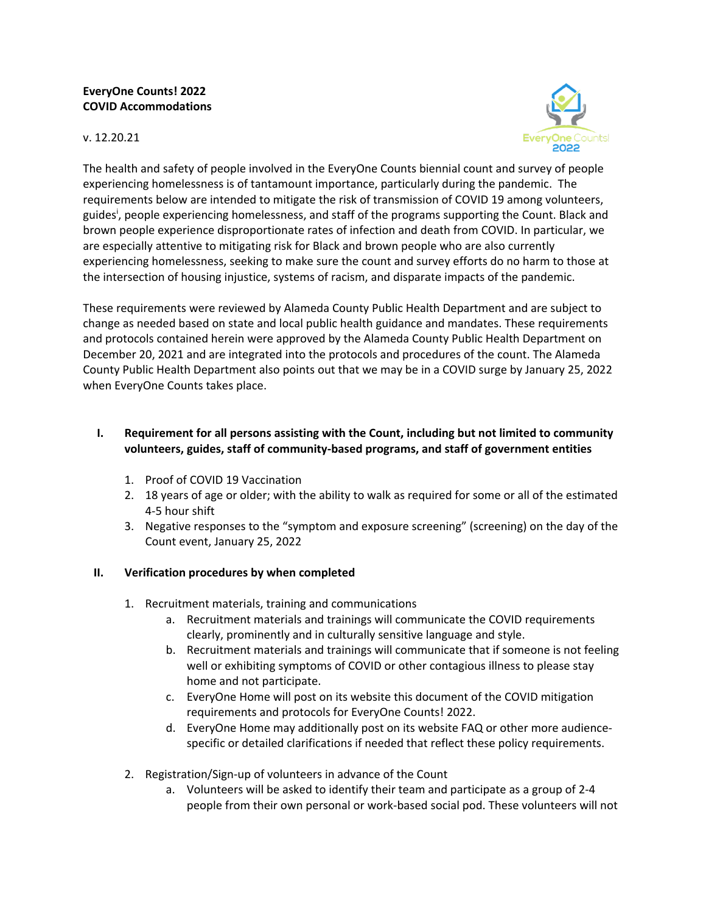**EveryOne Counts! 2022**
**COVID Accommodations**

v. 12.20.21

The health and safety of people involved in the EveryOne Counts biennial count and survey of people experiencing homelessness is of tantamount importance, particularly during the pandemic. The requirements below are intended to mitigate the risk of transmission of COVID 19 among volunteers, guides[i], people experiencing homelessness, and staff of the programs supporting the Count. Black and brown people experience disproportionate rates of infection and death from COVID. In particular, we are especially attentive to mitigating risk for Black and brown people who are also currently experiencing homelessness, seeking to make sure the count and survey efforts do no harm to those at the intersection of housing injustice, systems of racism, and disparate impacts of the pandemic.

These requirements were reviewed by Alameda County Public Health Department and are subject to change as needed based on state and local public health guidance and mandates. These requirements and protocols contained herein were approved by the Alameda County Public Health Department on December 20, 2021 and are integrated into the protocols and procedures of the count. The Alameda County Public Health Department also points out that we may be in a COVID surge by January 25, 2022 when EveryOne Counts takes place.

## I. Requirement for all persons assisting with the Count, including but not limited to community volunteers, guides, staff of community-based programs, and staff of government entities

1. Proof of COVID 19 Vaccination
2. 18 years of age or older; with the ability to walk as required for some or all of the estimated 4-5 hour shift
3. Negative responses to the "symptom and exposure screening" (screening) on the day of the Count event, January 25, 2022

## II. Verification procedures by when completed

1. Recruitment materials, training and communications
   a. Recruitment materials and trainings will communicate the COVID requirements clearly, prominently and in culturally sensitive language and style.
   b. Recruitment materials and trainings will communicate that if someone is not feeling well or exhibiting symptoms of COVID or other contagious illness to please stay home and not participate.
   c. EveryOne Home will post on its website this document of the COVID mitigation requirements and protocols for EveryOne Counts! 2022.
   d. EveryOne Home may additionally post on its website FAQ or other more audience-specific or detailed clarifications if needed that reflect these policy requirements.
2. Registration/Sign-up of volunteers in advance of the Count
   a. Volunteers will be asked to identify their team and participate as a group of 2-4 people from their own personal or work-based social pod. These volunteers will not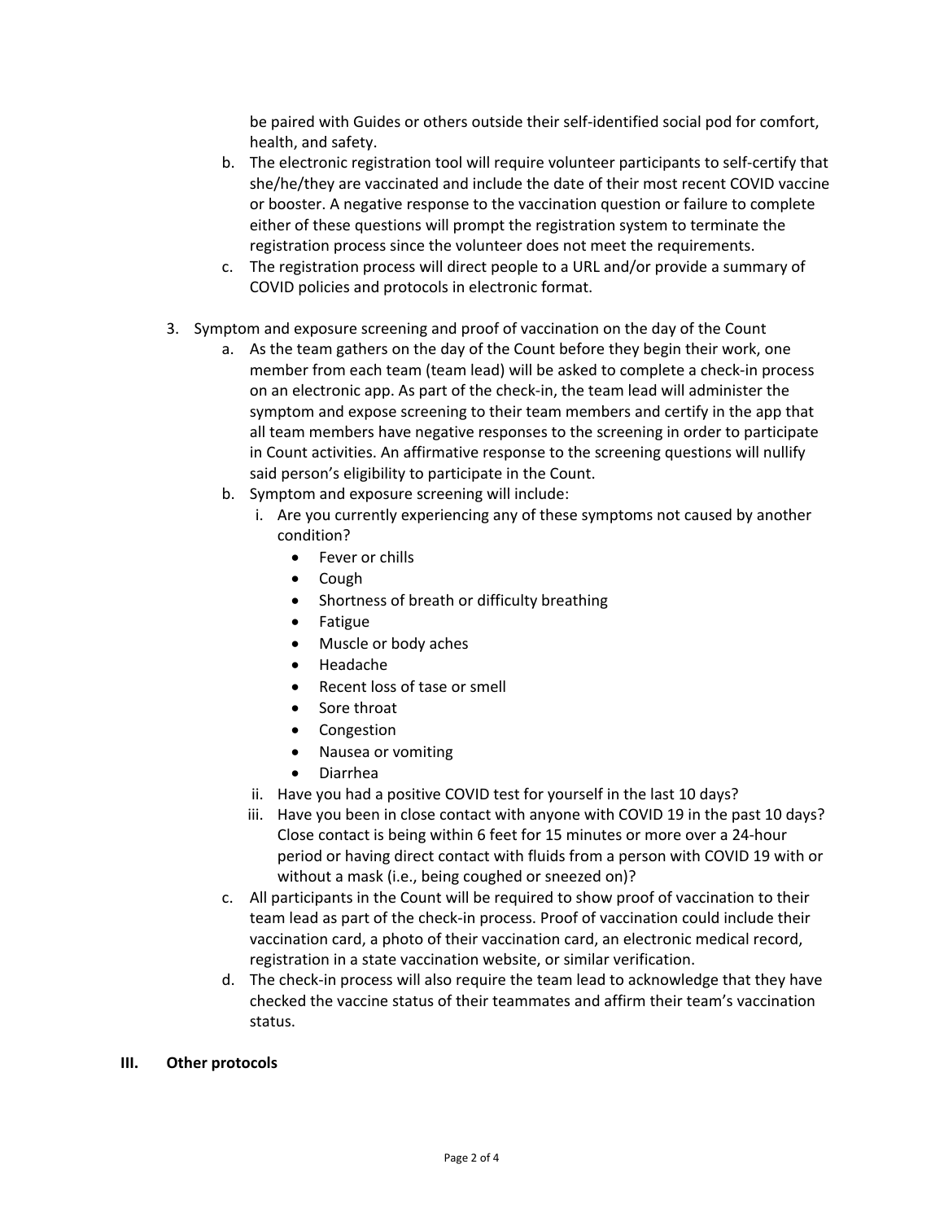be paired with Guides or others outside their self-identified social pod for comfort, health, and safety.

   b. The electronic registration tool will require volunteer participants to self-certify that she/he/they are vaccinated and include the date of their most recent COVID vaccine or booster. A negative response to the vaccination question or failure to complete either of these questions will prompt the registration system to terminate the registration process since the volunteer does not meet the requirements.
   c. The registration process will direct people to a URL and/or provide a summary of COVID policies and protocols in electronic format.

3. Symptom and exposure screening and proof of vaccination on the day of the Count
   a. As the team gathers on the day of the Count before they begin their work, one member from each team (team lead) will be asked to complete a check-in process on an electronic app. As part of the check-in, the team lead will administer the symptom and expose screening to their team members and certify in the app that all team members have negative responses to the screening in order to participate in Count activities. An affirmative response to the screening questions will nullify said person's eligibility to participate in the Count.
   b. Symptom and exposure screening will include:
      i. Are you currently experiencing any of these symptoms not caused by another condition?
         - Fever or chills
         - Cough
         - Shortness of breath or difficulty breathing
         - Fatigue
         - Muscle or body aches
         - Headache
         - Recent loss of tase or smell
         - Sore throat
         - Congestion
         - Nausea or vomiting
         - Diarrhea
      ii. Have you had a positive COVID test for yourself in the last 10 days?
      iii. Have you been in close contact with anyone with COVID 19 in the past 10 days? Close contact is being within 6 feet for 15 minutes or more over a 24-hour period or having direct contact with fluids from a person with COVID 19 with or without a mask (i.e., being coughed or sneezed on)?
   c. All participants in the Count will be required to show proof of vaccination to their team lead as part of the check-in process. Proof of vaccination could include their vaccination card, a photo of their vaccination card, an electronic medical record, registration in a state vaccination website, or similar verification.
   d. The check-in process will also require the team lead to acknowledge that they have checked the vaccine status of their teammates and affirm their team's vaccination status.

## III. Other protocols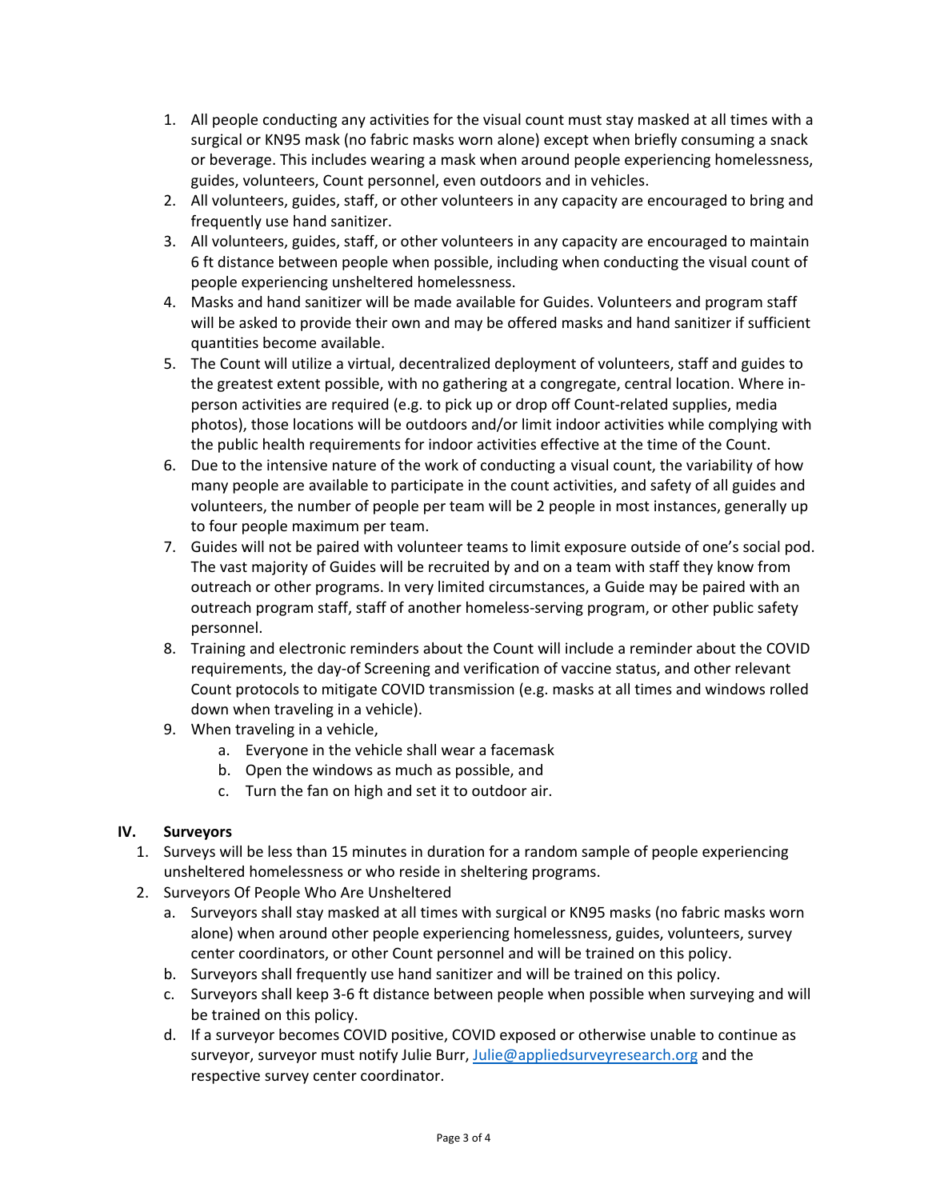1. All people conducting any activities for the visual count must stay masked at all times with a surgical or KN95 mask (no fabric masks worn alone) except when briefly consuming a snack or beverage. This includes wearing a mask when around people experiencing homelessness, guides, volunteers, Count personnel, even outdoors and in vehicles.
2. All volunteers, guides, staff, or other volunteers in any capacity are encouraged to bring and frequently use hand sanitizer.
3. All volunteers, guides, staff, or other volunteers in any capacity are encouraged to maintain 6 ft distance between people when possible, including when conducting the visual count of people experiencing unsheltered homelessness.
4. Masks and hand sanitizer will be made available for Guides. Volunteers and program staff will be asked to provide their own and may be offered masks and hand sanitizer if sufficient quantities become available.
5. The Count will utilize a virtual, decentralized deployment of volunteers, staff and guides to the greatest extent possible, with no gathering at a congregate, central location. Where in-person activities are required (e.g. to pick up or drop off Count-related supplies, media photos), those locations will be outdoors and/or limit indoor activities while complying with the public health requirements for indoor activities effective at the time of the Count.
6. Due to the intensive nature of the work of conducting a visual count, the variability of how many people are available to participate in the count activities, and safety of all guides and volunteers, the number of people per team will be 2 people in most instances, generally up to four people maximum per team.
7. Guides will not be paired with volunteer teams to limit exposure outside of one's social pod. The vast majority of Guides will be recruited by and on a team with staff they know from outreach or other programs. In very limited circumstances, a Guide may be paired with an outreach program staff, staff of another homeless-serving program, or other public safety personnel.
8. Training and electronic reminders about the Count will include a reminder about the COVID requirements, the day-of Screening and verification of vaccine status, and other relevant Count protocols to mitigate COVID transmission (e.g. masks at all times and windows rolled down when traveling in a vehicle).
9. When traveling in a vehicle,
   a. Everyone in the vehicle shall wear a facemask
   b. Open the windows as much as possible, and
   c. Turn the fan on high and set it to outdoor air.

## IV. Surveyors

1. Surveys will be less than 15 minutes in duration for a random sample of people experiencing unsheltered homelessness or who reside in sheltering programs.
2. Surveyors Of People Who Are Unsheltered
   a. Surveyors shall stay masked at all times with surgical or KN95 masks (no fabric masks worn alone) when around other people experiencing homelessness, guides, volunteers, survey center coordinators, or other Count personnel and will be trained on this policy.
   b. Surveyors shall frequently use hand sanitizer and will be trained on this policy.
   c. Surveyors shall keep 3-6 ft distance between people when possible when surveying and will be trained on this policy.
   d. If a surveyor becomes COVID positive, COVID exposed or otherwise unable to continue as surveyor, surveyor must notify Julie Burr, Julie@appliedsurveyresearch.org and the respective survey center coordinator.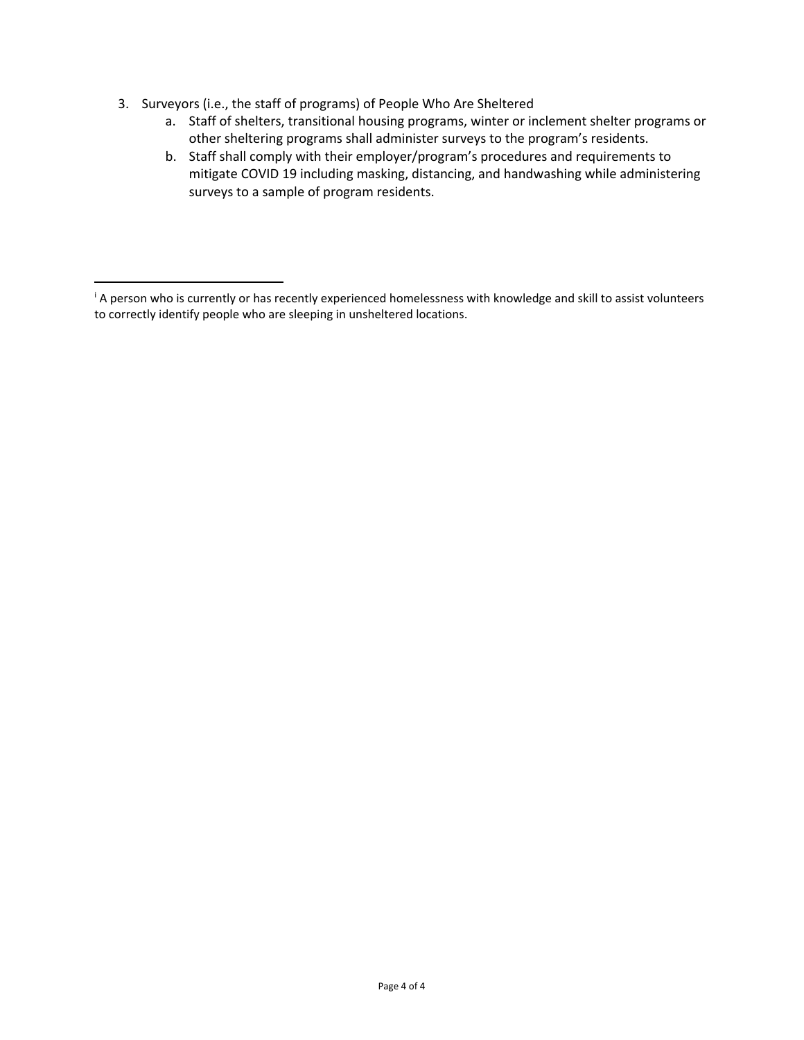3. Surveyors (i.e., the staff of programs) of People Who Are Sheltered
    a. Staff of shelters, transitional housing programs, winter or inclement shelter programs or other sheltering programs shall administer surveys to the program's residents.
    b. Staff shall comply with their employer/program's procedures and requirements to mitigate COVID 19 including masking, distancing, and handwashing while administering surveys to a sample of program residents.

---

[i] A person who is currently or has recently experienced homelessness with knowledge and skill to assist volunteers to correctly identify people who are sleeping in unsheltered locations.